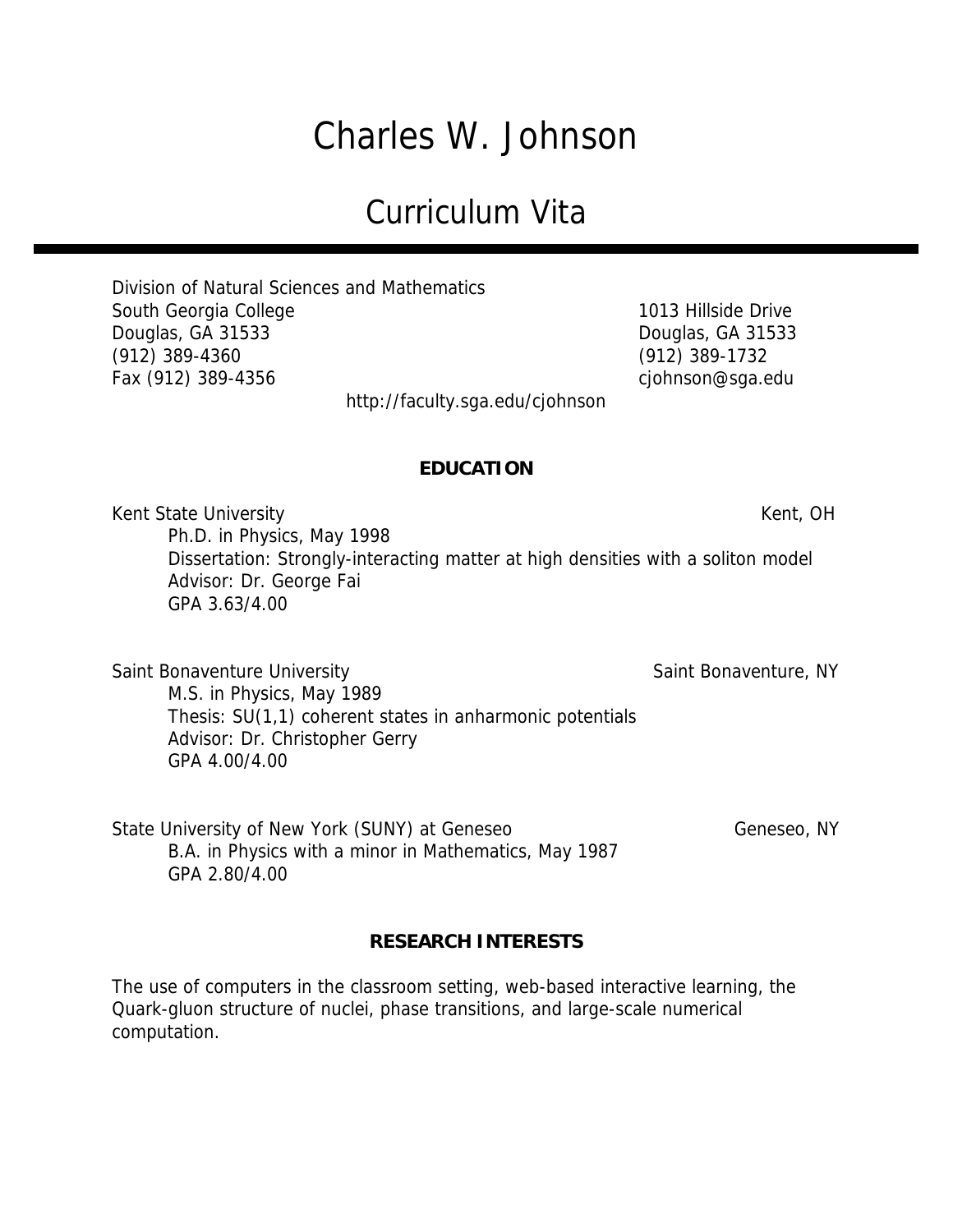# Charles W. Johnson

## Curriculum Vita

---

Division of Natural Sciences and Mathematics
South Georgia College
Douglas, GA 31533
(912) 389-4360
Fax (912) 389-4356

1013 Hillside Drive
Douglas, GA 31533
(912) 389-1732
cjohnson@sga.edu

http://faculty.sga.edu/cjohnson

### EDUCATION

Kent State University — Kent, OH

- Ph.D. in Physics, May 1998
- Dissertation: Strongly-interacting matter at high densities with a soliton model
- Advisor: Dr. George Fai
- GPA 3.63/4.00

Saint Bonaventure University — Saint Bonaventure, NY

- M.S. in Physics, May 1989
- Thesis: SU(1,1) coherent states in anharmonic potentials
- Advisor: Dr. Christopher Gerry
- GPA 4.00/4.00

State University of New York (SUNY) at Geneseo — Geneseo, NY

- B.A. in Physics with a minor in Mathematics, May 1987
- GPA 2.80/4.00

### RESEARCH INTERESTS

The use of computers in the classroom setting, web-based interactive learning, the Quark-gluon structure of nuclei, phase transitions, and large-scale numerical computation.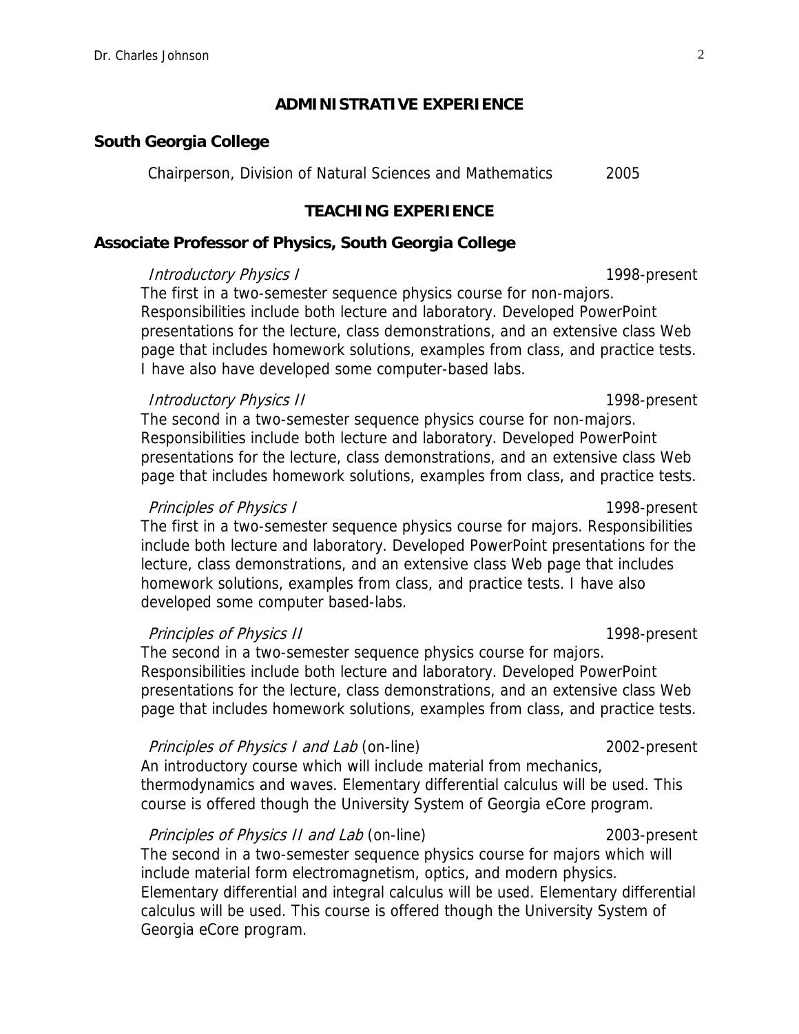## ADMINISTRATIVE EXPERIENCE

**South Georgia College**

Chairperson, Division of Natural Sciences and Mathematics 2005

## TEACHING EXPERIENCE

**Associate Professor of Physics, South Georgia College**

*Introductory Physics I* 1998-present

The first in a two-semester sequence physics course for non-majors. Responsibilities include both lecture and laboratory. Developed PowerPoint presentations for the lecture, class demonstrations, and an extensive class Web page that includes homework solutions, examples from class, and practice tests. I have also have developed some computer-based labs.

*Introductory Physics II* 1998-present

The second in a two-semester sequence physics course for non-majors. Responsibilities include both lecture and laboratory. Developed PowerPoint presentations for the lecture, class demonstrations, and an extensive class Web page that includes homework solutions, examples from class, and practice tests.

*Principles of Physics I* 1998-present

The first in a two-semester sequence physics course for majors. Responsibilities include both lecture and laboratory. Developed PowerPoint presentations for the lecture, class demonstrations, and an extensive class Web page that includes homework solutions, examples from class, and practice tests. I have also developed some computer based-labs.

*Principles of Physics II* 1998-present

The second in a two-semester sequence physics course for majors. Responsibilities include both lecture and laboratory. Developed PowerPoint presentations for the lecture, class demonstrations, and an extensive class Web page that includes homework solutions, examples from class, and practice tests.

*Principles of Physics I and Lab* (on-line) 2002-present

An introductory course which will include material from mechanics, thermodynamics and waves. Elementary differential calculus will be used. This course is offered though the University System of Georgia eCore program.

*Principles of Physics II and Lab* (on-line) 2003-present

The second in a two-semester sequence physics course for majors which will include material form electromagnetism, optics, and modern physics. Elementary differential and integral calculus will be used. Elementary differential calculus will be used. This course is offered though the University System of Georgia eCore program.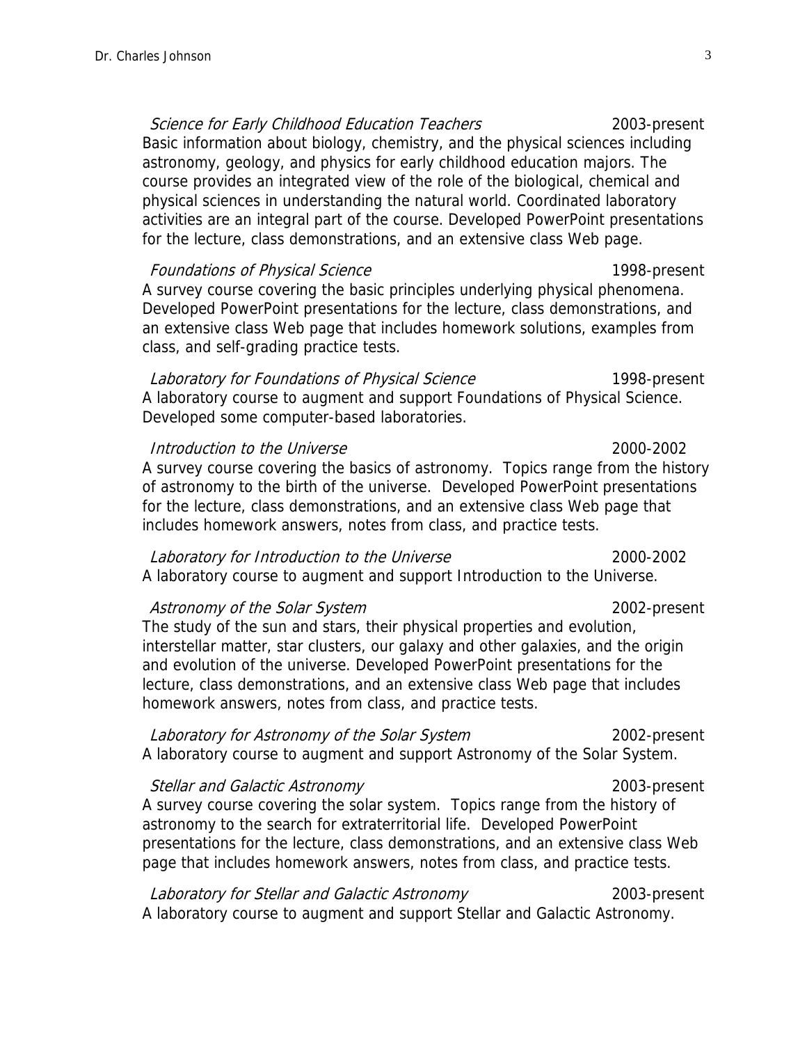*Science for Early Childhood Education Teachers* 2003-present
Basic information about biology, chemistry, and the physical sciences including astronomy, geology, and physics for early childhood education majors. The course provides an integrated view of the role of the biological, chemical and physical sciences in understanding the natural world. Coordinated laboratory activities are an integral part of the course. Developed PowerPoint presentations for the lecture, class demonstrations, and an extensive class Web page.

*Foundations of Physical Science* 1998-present
A survey course covering the basic principles underlying physical phenomena. Developed PowerPoint presentations for the lecture, class demonstrations, and an extensive class Web page that includes homework solutions, examples from class, and self-grading practice tests.

*Laboratory for Foundations of Physical Science* 1998-present
A laboratory course to augment and support Foundations of Physical Science. Developed some computer-based laboratories.

*Introduction to the Universe* 2000-2002
A survey course covering the basics of astronomy. Topics range from the history of astronomy to the birth of the universe. Developed PowerPoint presentations for the lecture, class demonstrations, and an extensive class Web page that includes homework answers, notes from class, and practice tests.

*Laboratory for Introduction to the Universe* 2000-2002
A laboratory course to augment and support Introduction to the Universe.

*Astronomy of the Solar System* 2002-present
The study of the sun and stars, their physical properties and evolution, interstellar matter, star clusters, our galaxy and other galaxies, and the origin and evolution of the universe. Developed PowerPoint presentations for the lecture, class demonstrations, and an extensive class Web page that includes homework answers, notes from class, and practice tests.

*Laboratory for Astronomy of the Solar System* 2002-present
A laboratory course to augment and support Astronomy of the Solar System.

*Stellar and Galactic Astronomy* 2003-present
A survey course covering the solar system. Topics range from the history of astronomy to the search for extraterritorial life. Developed PowerPoint presentations for the lecture, class demonstrations, and an extensive class Web page that includes homework answers, notes from class, and practice tests.

*Laboratory for Stellar and Galactic Astronomy* 2003-present
A laboratory course to augment and support Stellar and Galactic Astronomy.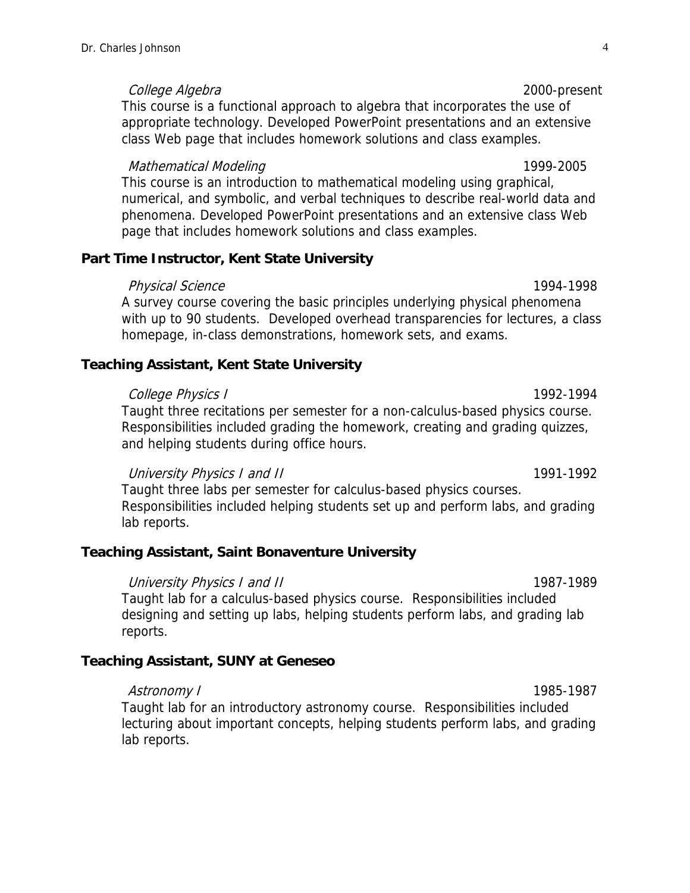*College Algebra* 2000-present

This course is a functional approach to algebra that incorporates the use of appropriate technology. Developed PowerPoint presentations and an extensive class Web page that includes homework solutions and class examples.

*Mathematical Modeling* 1999-2005

This course is an introduction to mathematical modeling using graphical, numerical, and symbolic, and verbal techniques to describe real-world data and phenomena. Developed PowerPoint presentations and an extensive class Web page that includes homework solutions and class examples.

**Part Time Instructor, Kent State University**

*Physical Science* 1994-1998

A survey course covering the basic principles underlying physical phenomena with up to 90 students. Developed overhead transparencies for lectures, a class homepage, in-class demonstrations, homework sets, and exams.

**Teaching Assistant, Kent State University**

*College Physics I* 1992-1994

Taught three recitations per semester for a non-calculus-based physics course. Responsibilities included grading the homework, creating and grading quizzes, and helping students during office hours.

*University Physics I and II* 1991-1992

Taught three labs per semester for calculus-based physics courses. Responsibilities included helping students set up and perform labs, and grading lab reports.

**Teaching Assistant, Saint Bonaventure University**

*University Physics I and II* 1987-1989

Taught lab for a calculus-based physics course. Responsibilities included designing and setting up labs, helping students perform labs, and grading lab reports.

**Teaching Assistant, SUNY at Geneseo**

*Astronomy I* 1985-1987

Taught lab for an introductory astronomy course. Responsibilities included lecturing about important concepts, helping students perform labs, and grading lab reports.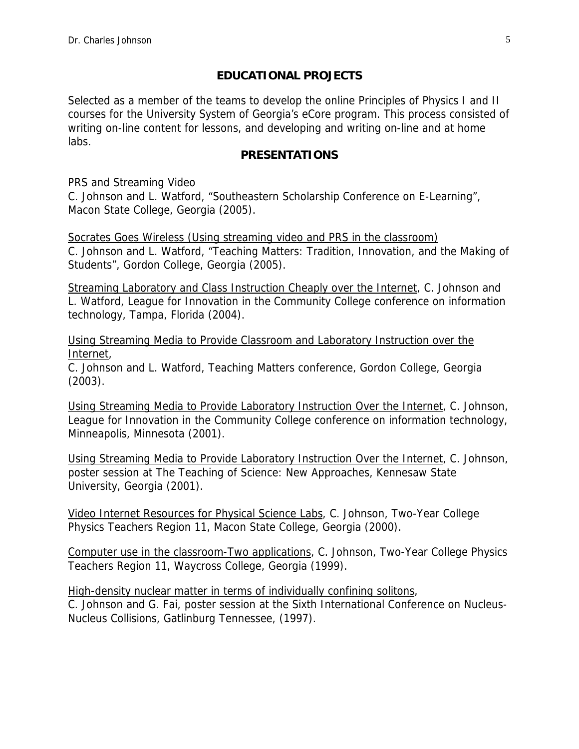## EDUCATIONAL PROJECTS

Selected as a member of the teams to develop the online Principles of Physics I and II courses for the University System of Georgia's eCore program. This process consisted of writing on-line content for lessons, and developing and writing on-line and at home labs.

## PRESENTATIONS

PRS and Streaming Video
C. Johnson and L. Watford, "Southeastern Scholarship Conference on E-Learning", Macon State College, Georgia (2005).

Socrates Goes Wireless (Using streaming video and PRS in the classroom)
C. Johnson and L. Watford, "Teaching Matters: Tradition, Innovation, and the Making of Students", Gordon College, Georgia (2005).

Streaming Laboratory and Class Instruction Cheaply over the Internet, C. Johnson and L. Watford, League for Innovation in the Community College conference on information technology, Tampa, Florida (2004).

Using Streaming Media to Provide Classroom and Laboratory Instruction over the Internet,
C. Johnson and L. Watford, Teaching Matters conference, Gordon College, Georgia (2003).

Using Streaming Media to Provide Laboratory Instruction Over the Internet, C. Johnson, League for Innovation in the Community College conference on information technology, Minneapolis, Minnesota (2001).

Using Streaming Media to Provide Laboratory Instruction Over the Internet, C. Johnson, poster session at The Teaching of Science: New Approaches, Kennesaw State University, Georgia (2001).

Video Internet Resources for Physical Science Labs, C. Johnson, Two-Year College Physics Teachers Region 11, Macon State College, Georgia (2000).

Computer use in the classroom-Two applications, C. Johnson, Two-Year College Physics Teachers Region 11, Waycross College, Georgia (1999).

High-density nuclear matter in terms of individually confining solitons,
C. Johnson and G. Fai, poster session at the Sixth International Conference on Nucleus-Nucleus Collisions, Gatlinburg Tennessee, (1997).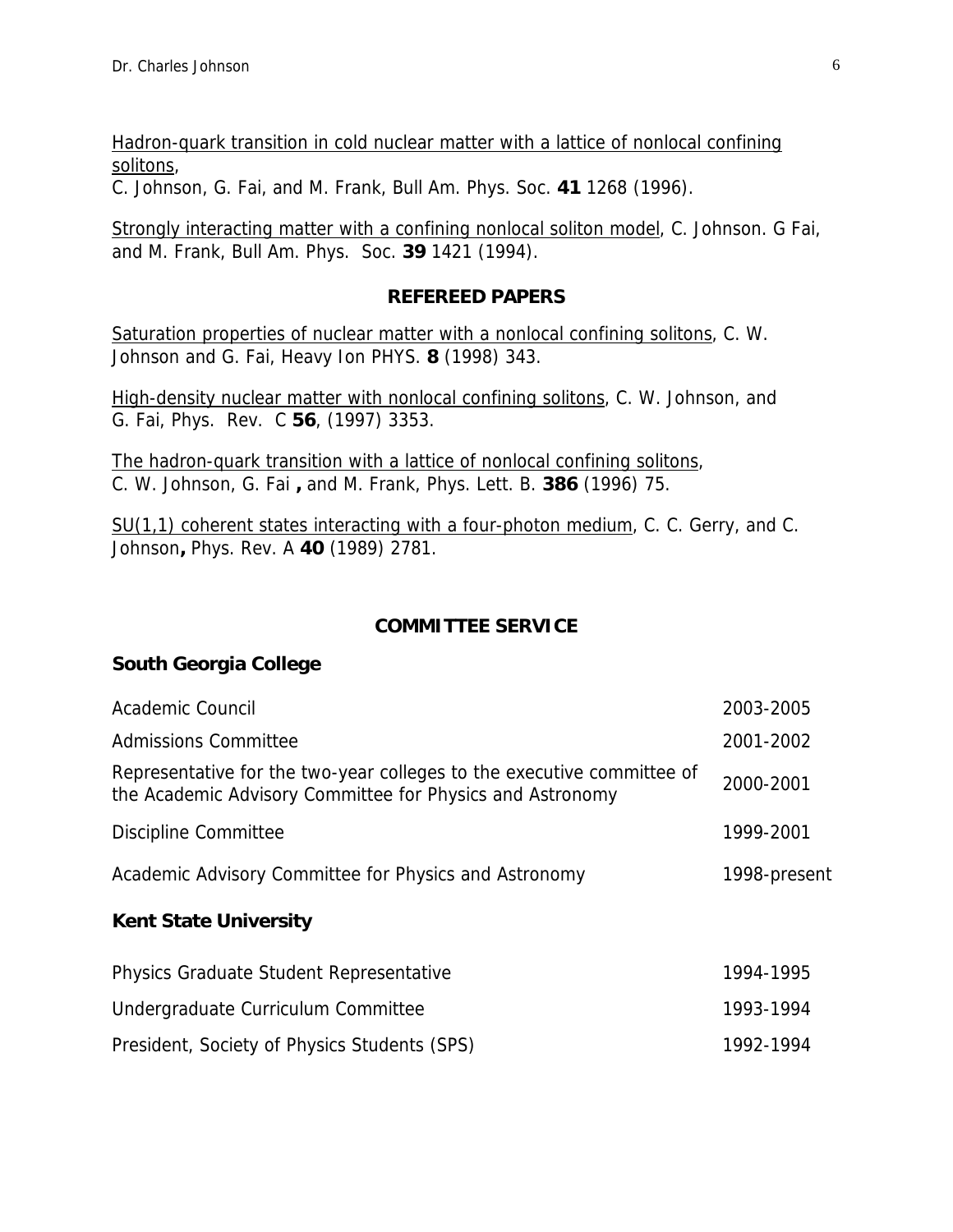Hadron-quark transition in cold nuclear matter with a lattice of nonlocal confining solitons, C. Johnson, G. Fai, and M. Frank, Bull Am. Phys. Soc. **41** 1268 (1996).

Strongly interacting matter with a confining nonlocal soliton model, C. Johnson. G Fai, and M. Frank, Bull Am. Phys. Soc. **39** 1421 (1994).

## REFEREED PAPERS

Saturation properties of nuclear matter with a nonlocal confining solitons, C. W. Johnson and G. Fai, Heavy Ion PHYS. **8** (1998) 343.

High-density nuclear matter with nonlocal confining solitons, C. W. Johnson, and G. Fai, Phys. Rev. C **56**, (1997) 3353.

The hadron-quark transition with a lattice of nonlocal confining solitons, C. W. Johnson, G. Fai **,** and M. Frank, Phys. Lett. B. **386** (1996) 75.

SU(1,1) coherent states interacting with a four-photon medium, C. C. Gerry, and C. Johnson**,** Phys. Rev. A **40** (1989) 2781.

## COMMITTEE SERVICE

### South Georgia College

| | |
|---|---|
| Academic Council | 2003-2005 |
| Admissions Committee | 2001-2002 |
| Representative for the two-year colleges to the executive committee of the Academic Advisory Committee for Physics and Astronomy | 2000-2001 |
| Discipline Committee | 1999-2001 |
| Academic Advisory Committee for Physics and Astronomy | 1998-present |

### Kent State University

| | |
|---|---|
| Physics Graduate Student Representative | 1994-1995 |
| Undergraduate Curriculum Committee | 1993-1994 |
| President, Society of Physics Students (SPS) | 1992-1994 |